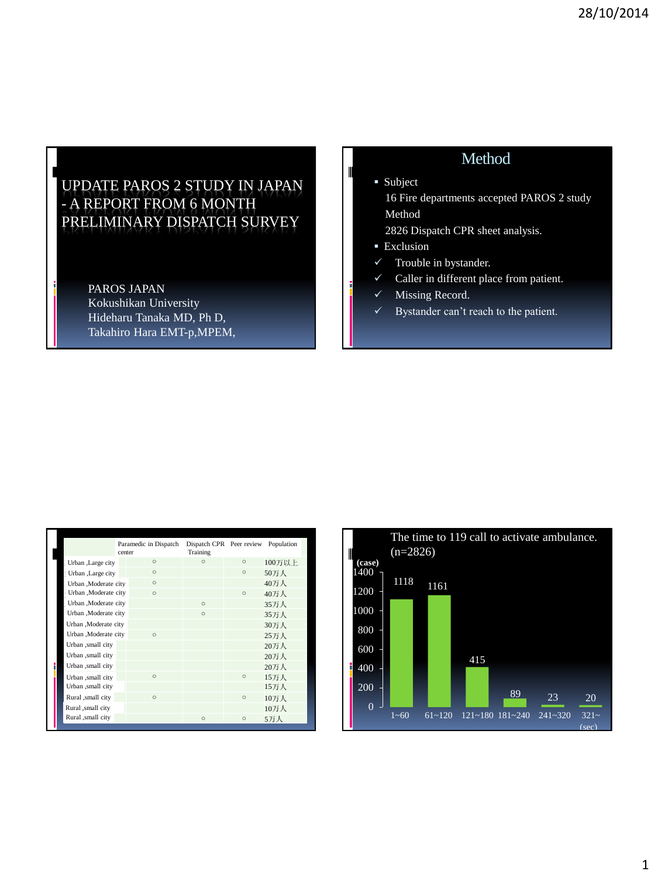# UPDATE PAROS 2 STUDY IN JAPAN - A REPORT FROM 6 MONTH PRELIMINARY DISPATCH SURVEY

PAROS JAPAN
Kokushikan University
Hideharu Tanaka MD, Ph D,
Takahiro Hara EMT-p,MPEM,

## Method

- Subject
  16 Fire departments accepted PAROS 2 study
  Method
  2826 Dispatch CPR sheet analysis.
- Exclusion
  - ✓ Trouble in bystander.
  - ✓ Caller in different place from patient.
  - ✓ Missing Record.
  - ✓ Bystander can't reach to the patient.

| | Paramedic in Dispatch center | Dispatch CPR Training | Peer review | Population |
|---|---|---|---|---|
| Urban ,Large city | ○ | ○ | ○ | 100万以上 |
| Urban ,Large city | ○ | | ○ | 50万人 |
| Urban ,Moderate city | ○ | | | 40万人 |
| Urban ,Moderate city | ○ | | ○ | 40万人 |
| Urban ,Moderate city | | ○ | | 35万人 |
| Urban ,Moderate city | | ○ | | 35万人 |
| Urban ,Moderate city | | | | 30万人 |
| Urban ,Moderate city | ○ | | | 25万人 |
| Urban ,small city | | | | 20万人 |
| Urban ,small city | | | | 20万人 |
| Urban ,small city | | | | 20万人 |
| Urban ,small city | ○ | | ○ | 15万人 |
| Urban ,small city | | | | 15万人 |
| Rural ,small city | ○ | | ○ | 10万人 |
| Rural ,small city | | | | 10万人 |
| Rural ,small city | | ○ | ○ | 5万人 |

## The time to 119 call to activate ambulance. (n=2826)

| Time (sec) | 1~60 | 61~120 | 121~180 | 181~240 | 241~320 | 321~ |
|---|---|---|---|---|---|---|
| Cases | 1118 | 1161 | 415 | 89 | 23 | 20 |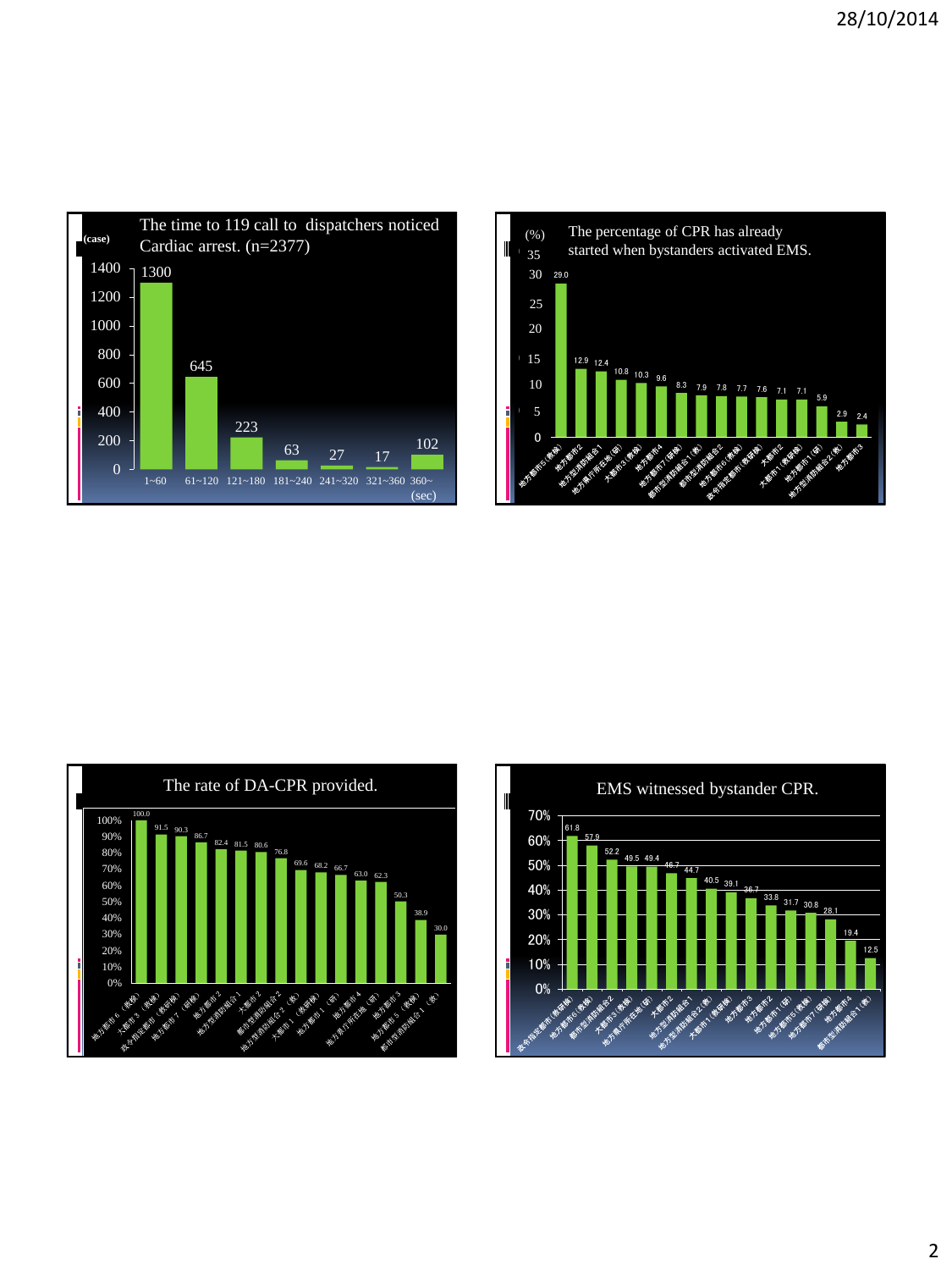## The time to 119 call to dispatchers noticed Cardiac arrest. (n=2377)

| Time (sec) | Cases |
|---|---|
| 1~60 | 1300 |
| 61~120 | 645 |
| 121~180 | 223 |
| 181~240 | 63 |
| 241~320 | 27 |
| 321~360 | 17 |
| 360~ | 102 |

## The percentage of CPR has already started when bystanders activated EMS.

| Area | (%) |
|---|---|
| 地方都市5(救稔) | 29.0 |
| 地方都市2 | 12.9 |
| 地方型消防組合1 | 12.4 |
| 地方県庁所在地(研) | 10.8 |
| 大都市3(救稔) | 10.3 |
| 地方都市4 | 9.6 |
| 地方都市7(研稔) | 8.3 |
| 都市型消防組合1(救) | 7.9 |
| 都市型消防組合2 | 7.8 |
| 地方都市6(救稔) | 7.7 |
| 政令指定都市(救研稔) | 7.6 |
| 大都市2 | 7.1 |
| 大都市1(救研稔) | 7.1 |
| 地方都市1(研) | 5.9 |
| 地方型消防組合2(救) | 2.9 |
| 地方都市3 | 2.4 |

## The rate of DA-CPR provided.

| Area | Rate |
|---|---|
| 地方都市6(救稔) | 100.0 |
| 大都市3(救稔) | 91.5 |
| 政令指定都市(救研稔) | 90.3 |
| 地方都市7(研稔) | 86.7 |
| 地方都市2 | 82.4 |
| 地方型消防組合1 | 81.5 |
| 大都市2 | 80.6 |
| 都市型消防組合2 | 76.8 |
| 地方型消防組合2(救) | 69.6 |
| 大都市1(救研稔) | 68.2 |
| 地方都市1(研) | 66.7 |
| 地方都市4 | 63.0 |
| 地方県庁所在地(研) | 62.3 |
| 地方都市3 | 50.3 |
| 地方都市5(救稔) | 38.9 |
| 都市型消防組合1(救) | 30.0 |

## EMS witnessed bystander CPR.

| Area | Rate |
|---|---|
| 政令指定都市(救研稔) | 61.8 |
| 地方都市6(救稔) | 57.9 |
| 都市型消防組合2 | 52.2 |
| 大都市3(救稔) | 49.5 |
| 地方県庁所在地(研) | 49.4 |
| 大都市2 | 46.7 |
| 地方型消防組合1 | 44.7 |
| 地方型消防組合2(救) | 40.5 |
| 大都市1(救研稔) | 39.1 |
| 地方都市3 | 36.7 |
| 地方都市2 | 33.8 |
| 地方都市1(研) | 31.7 |
| 地方都市5(救稔) | 30.8 |
| 地方都市7(研稔) | 28.1 |
| 地方都市4 | 19.4 |
| 都市型消防組合1(救) | 12.5 |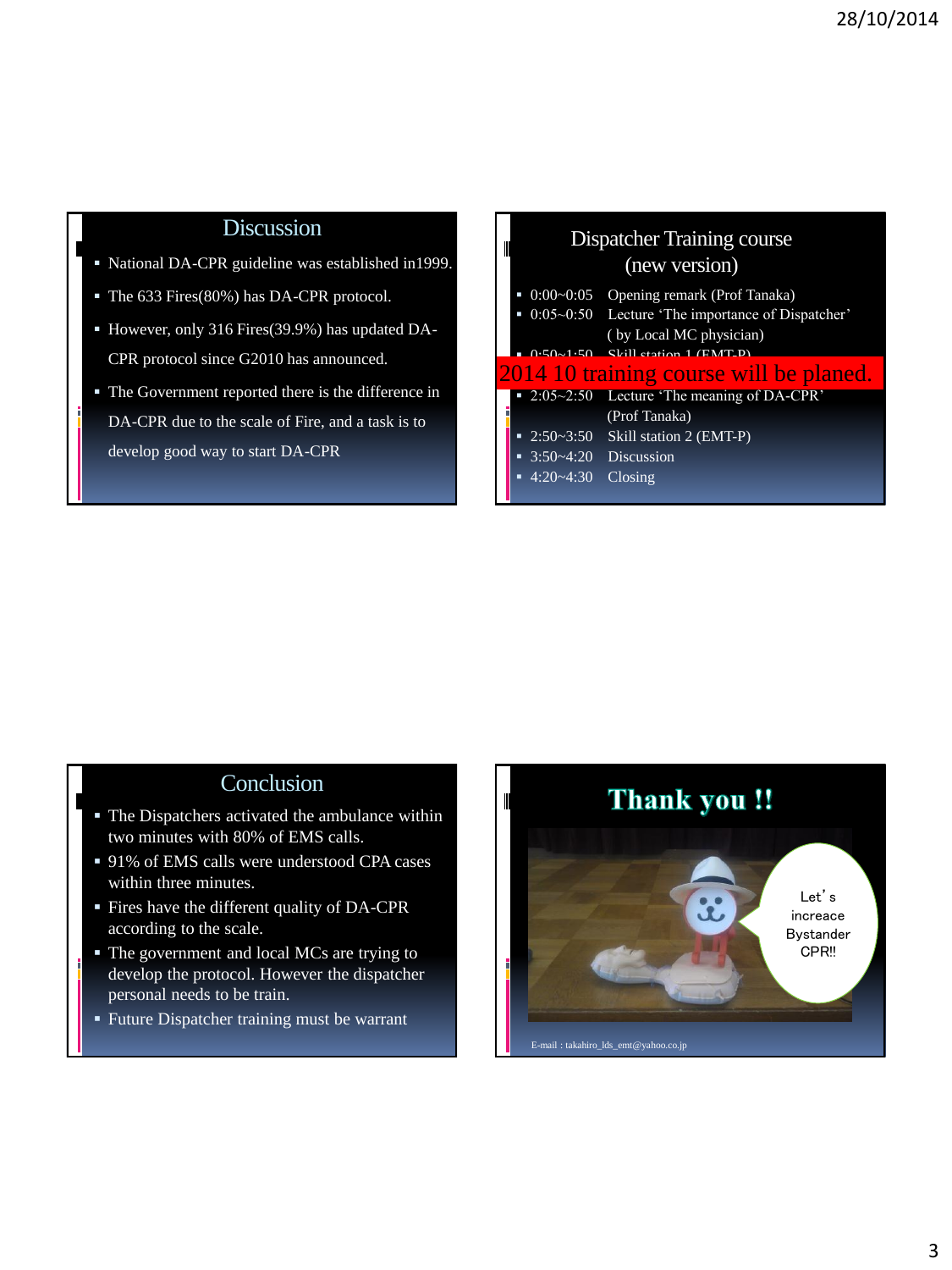## Discussion

- National DA-CPR guideline was established in1999.
- The 633 Fires(80%) has DA-CPR protocol.
- However, only 316 Fires(39.9%) has updated DA-CPR protocol since G2010 has announced.
- The Government reported there is the difference in DA-CPR due to the scale of Fire, and a task is to develop good way to start DA-CPR

## Dispatcher Training course (new version)

- 0:00~0:05 Opening remark (Prof Tanaka)
- 0:05~0:50 Lecture 'The importance of Dispatcher' ( by Local MC physician)
- 0:50~1:50 Skill station 1 (EMT-P)

2014 10 training course will be planed.

- 2:05~2:50 Lecture 'The meaning of DA-CPR' (Prof Tanaka)
- 2:50~3:50 Skill station 2 (EMT-P)
- 3:50~4:20 Discussion
- 4:20~4:30 Closing

## Conclusion

- The Dispatchers activated the ambulance within two minutes with 80% of EMS calls.
- 91% of EMS calls were understood CPA cases within three minutes.
- Fires have the different quality of DA-CPR according to the scale.
- The government and local MCs are trying to develop the protocol. However the dispatcher personal needs to be train.
- Future Dispatcher training must be warrant

## Thank you !!

Let's increace Bystander CPR!!

E-mail : takahiro_lds_emt@yahoo.co.jp